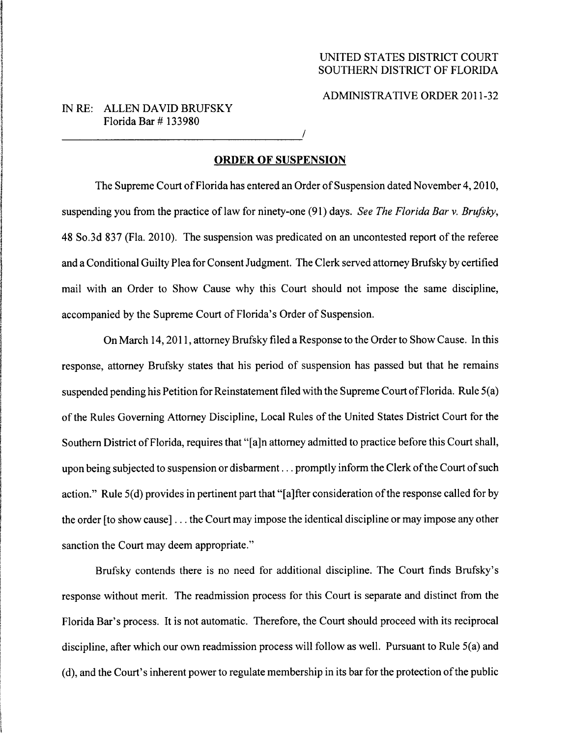UNITED STATES DISTRICT COURT
SOUTHERN DISTRICT OF FLORIDA

ADMINISTRATIVE ORDER 2011-32

IN RE: ALLEN DAVID BRUFSKY
Florida Bar # 133980
_____________________________________________/

## ORDER OF SUSPENSION

The Supreme Court of Florida has entered an Order of Suspension dated November 4, 2010, suspending you from the practice of law for ninety-one (91) days. *See The Florida Bar v. Brufsky*, 48 So.3d 837 (Fla. 2010). The suspension was predicated on an uncontested report of the referee and a Conditional Guilty Plea for Consent Judgment. The Clerk served attorney Brufsky by certified mail with an Order to Show Cause why this Court should not impose the same discipline, accompanied by the Supreme Court of Florida's Order of Suspension.

On March 14, 2011, attorney Brufsky filed a Response to the Order to Show Cause. In this response, attorney Brufsky states that his period of suspension has passed but that he remains suspended pending his Petition for Reinstatement filed with the Supreme Court of Florida. Rule 5(a) of the Rules Governing Attorney Discipline, Local Rules of the United States District Court for the Southern District of Florida, requires that "[a]n attorney admitted to practice before this Court shall, upon being subjected to suspension or disbarment . . . promptly inform the Clerk of the Court of such action." Rule 5(d) provides in pertinent part that "[a]fter consideration of the response called for by the order [to show cause] . . . the Court may impose the identical discipline or may impose any other sanction the Court may deem appropriate."

Brufsky contends there is no need for additional discipline. The Court finds Brufsky's response without merit. The readmission process for this Court is separate and distinct from the Florida Bar's process. It is not automatic. Therefore, the Court should proceed with its reciprocal discipline, after which our own readmission process will follow as well. Pursuant to Rule 5(a) and (d), and the Court's inherent power to regulate membership in its bar for the protection of the public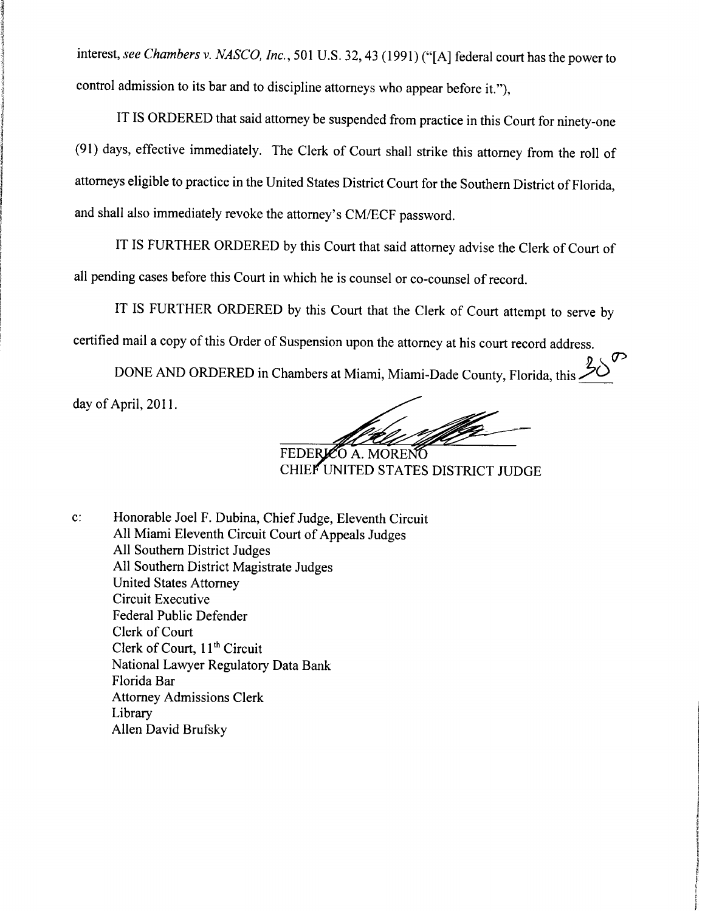interest, *see Chambers v. NASCO, Inc.*, 501 U.S. 32, 43 (1991) ("[A] federal court has the power to control admission to its bar and to discipline attorneys who appear before it."),

IT IS ORDERED that said attorney be suspended from practice in this Court for ninety-one (91) days, effective immediately. The Clerk of Court shall strike this attorney from the roll of attorneys eligible to practice in the United States District Court for the Southern District of Florida, and shall also immediately revoke the attorney's CM/ECF password.

IT IS FURTHER ORDERED by this Court that said attorney advise the Clerk of Court of all pending cases before this Court in which he is counsel or co-counsel of record.

IT IS FURTHER ORDERED by this Court that the Clerk of Court attempt to serve by certified mail a copy of this Order of Suspension upon the attorney at his court record address.

DONE AND ORDERED in Chambers at Miami, Miami-Dade County, Florida, this 30th day of April, 2011.

FEDERICO A. MORENO
CHIEF UNITED STATES DISTRICT JUDGE

c: Honorable Joel F. Dubina, Chief Judge, Eleventh Circuit
All Miami Eleventh Circuit Court of Appeals Judges
All Southern District Judges
All Southern District Magistrate Judges
United States Attorney
Circuit Executive
Federal Public Defender
Clerk of Court
Clerk of Court, 11th Circuit
National Lawyer Regulatory Data Bank
Florida Bar
Attorney Admissions Clerk
Library
Allen David Brufsky